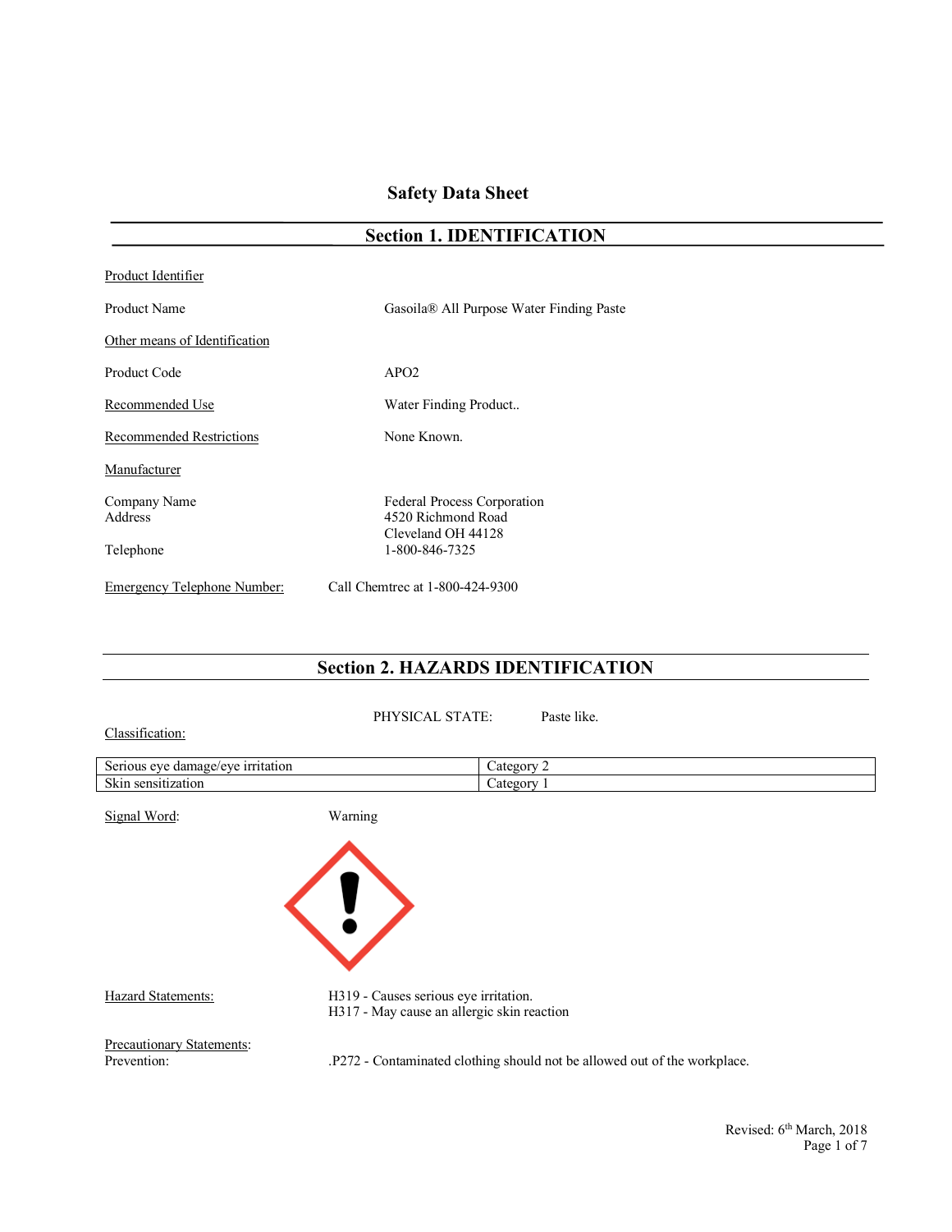# Safety Data Sheet

## Section 1. IDENTIFICATION

Product Identifier

Product Name: Gasoila® All Purpose Water Finding Paste

Other means of Identification

Product Code: APO2

Recommended Use: Water Finding Product..

Recommended Restrictions: None Known.

Manufacturer

Company Name: Federal Process Corporation
Address: 4520 Richmond Road
Cleveland OH 44128
Telephone: 1-800-846-7325

Emergency Telephone Number: Call Chemtrec at 1-800-424-9300

## Section 2. HAZARDS IDENTIFICATION

PHYSICAL STATE: Paste like.

Classification:

| Serious eye damage/eye irritation | Category 2 |
| --- | --- |
| Skin sensitization | Category 1 |

Signal Word: Warning

Hazard Statements:
H319 - Causes serious eye irritation.
H317 - May cause an allergic skin reaction

Precautionary Statements:
Prevention: .P272 - Contaminated clothing should not be allowed out of the workplace.

Revised: 6th March, 2018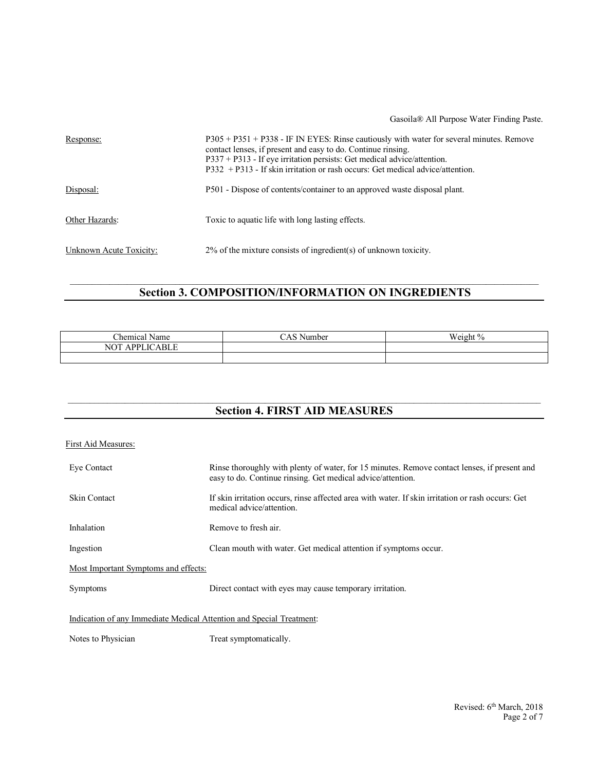| | |
|---|---|
| Response: | P305 + P351 + P338 - IF IN EYES: Rinse cautiously with water for several minutes. Remove contact lenses, if present and easy to do. Continue rinsing.<br>P337 + P313 - If eye irritation persists: Get medical advice/attention.<br>P332 + P313 - If skin irritation or rash occurs: Get medical advice/attention. |
| Disposal: | P501 - Dispose of contents/container to an approved waste disposal plant. |
| Other Hazards: | Toxic to aquatic life with long lasting effects. |
| Unknown Acute Toxicity: | 2% of the mixture consists of ingredient(s) of unknown toxicity. |

## Section 3. COMPOSITION/INFORMATION ON INGREDIENTS

| Chemical Name | CAS Number | Weight % |
|---|---|---|
| NOT APPLICABLE | | |
| | | |

## Section 4. FIRST AID MEASURES

First Aid Measures:

| | |
|---|---|
| Eye Contact | Rinse thoroughly with plenty of water, for 15 minutes. Remove contact lenses, if present and easy to do. Continue rinsing. Get medical advice/attention. |
| Skin Contact | If skin irritation occurs, rinse affected area with water. If skin irritation or rash occurs: Get medical advice/attention. |
| Inhalation | Remove to fresh air. |
| Ingestion | Clean mouth with water. Get medical attention if symptoms occur. |

Most Important Symptoms and effects:

| | |
|---|---|
| Symptoms | Direct contact with eyes may cause temporary irritation. |

Indication of any Immediate Medical Attention and Special Treatment:

| | |
|---|---|
| Notes to Physician | Treat symptomatically. |

Revised: 6th March, 2018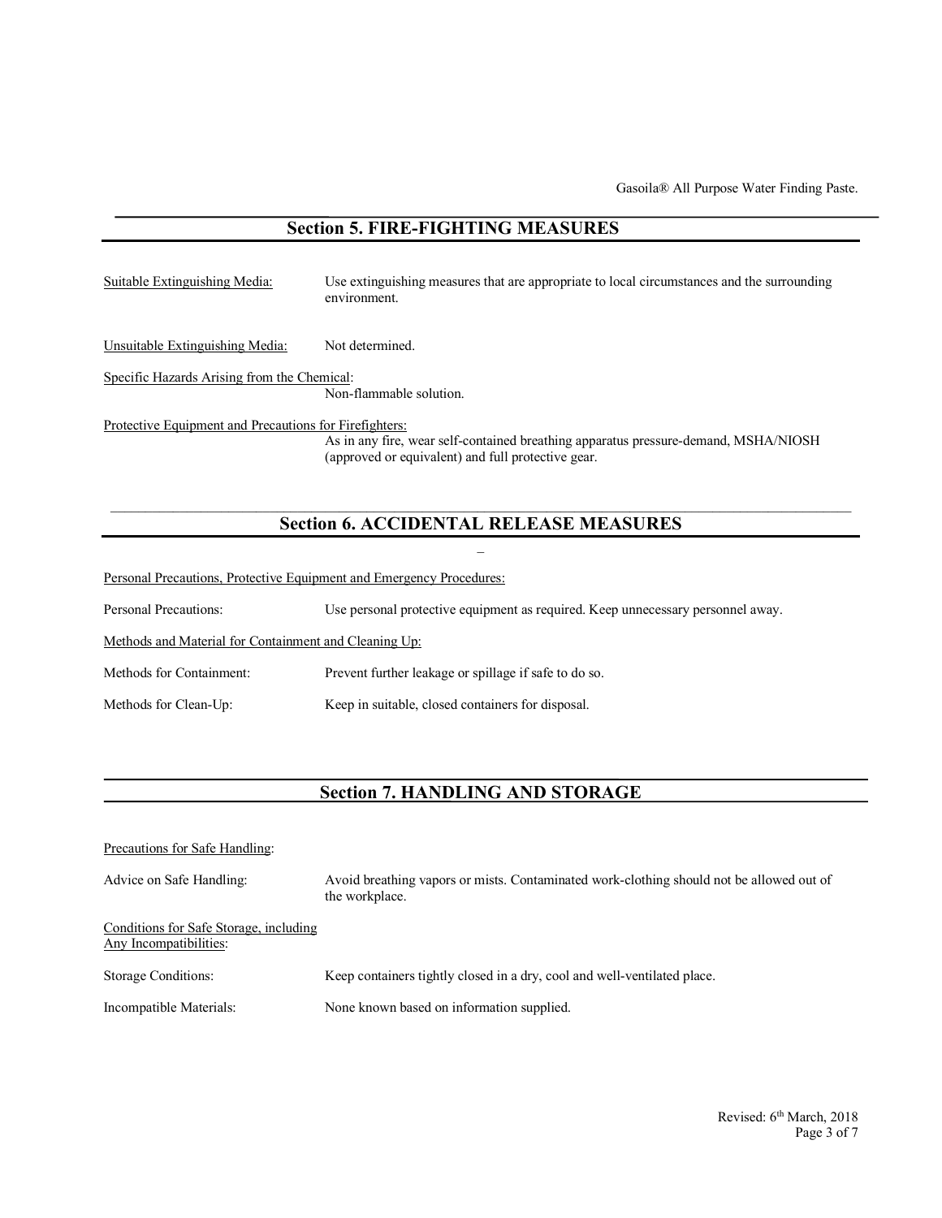## Section 5. FIRE-FIGHTING MEASURES

Suitable Extinguishing Media: Use extinguishing measures that are appropriate to local circumstances and the surrounding environment.

Unsuitable Extinguishing Media: Not determined.

Specific Hazards Arising from the Chemical:
Non-flammable solution.

Protective Equipment and Precautions for Firefighters:
As in any fire, wear self-contained breathing apparatus pressure-demand, MSHA/NIOSH (approved or equivalent) and full protective gear.

## Section 6. ACCIDENTAL RELEASE MEASURES

Personal Precautions, Protective Equipment and Emergency Procedures:

Personal Precautions: Use personal protective equipment as required. Keep unnecessary personnel away.

Methods and Material for Containment and Cleaning Up:

Methods for Containment: Prevent further leakage or spillage if safe to do so.

Methods for Clean-Up: Keep in suitable, closed containers for disposal.

## Section 7. HANDLING AND STORAGE

Precautions for Safe Handling:

Advice on Safe Handling: Avoid breathing vapors or mists. Contaminated work-clothing should not be allowed out of the workplace.

Conditions for Safe Storage, including Any Incompatibilities:

Storage Conditions: Keep containers tightly closed in a dry, cool and well-ventilated place.

Incompatible Materials: None known based on information supplied.

Revised: 6th March, 2018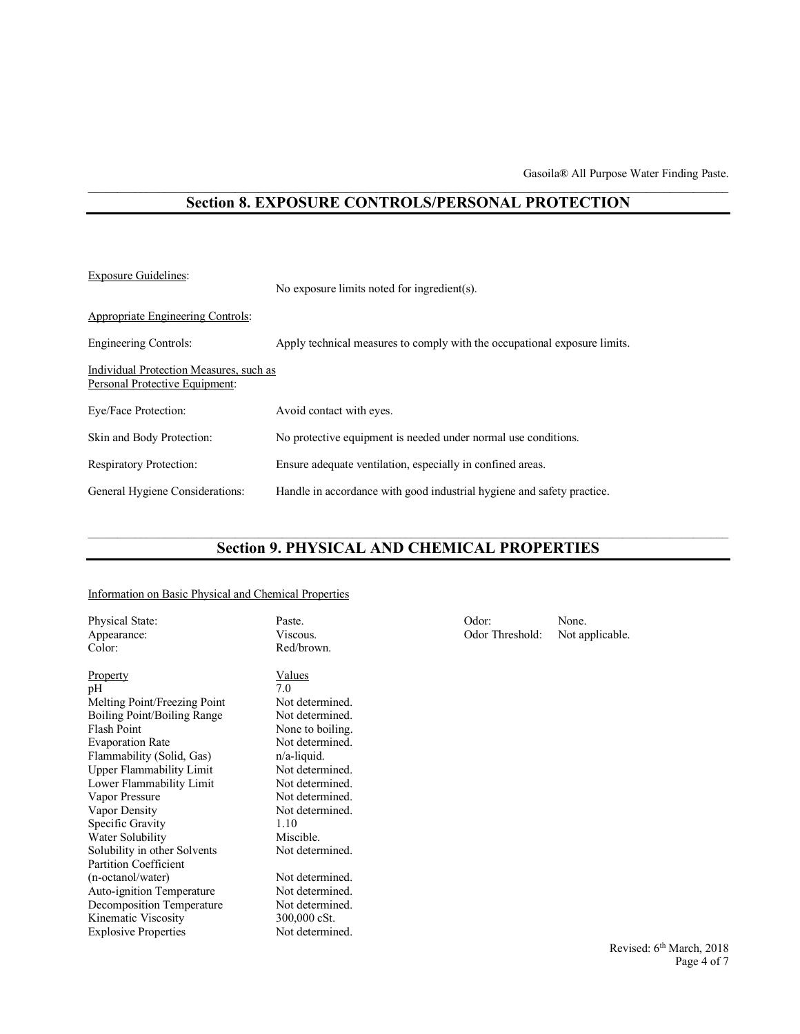## Section 8. EXPOSURE CONTROLS/PERSONAL PROTECTION

Exposure Guidelines: No exposure limits noted for ingredient(s).

Appropriate Engineering Controls:

| | |
|---|---|
| Engineering Controls: | Apply technical measures to comply with the occupational exposure limits. |

Individual Protection Measures, such as Personal Protective Equipment:

| | |
|---|---|
| Eye/Face Protection: | Avoid contact with eyes. |
| Skin and Body Protection: | No protective equipment is needed under normal use conditions. |
| Respiratory Protection: | Ensure adequate ventilation, especially in confined areas. |
| General Hygiene Considerations: | Handle in accordance with good industrial hygiene and safety practice. |

## Section 9. PHYSICAL AND CHEMICAL PROPERTIES

Information on Basic Physical and Chemical Properties

| | |
|---|---|
| Physical State: | Paste. |
| Appearance: | Viscous. |
| Color: | Red/brown. |
| Odor: | None. |
| Odor Threshold: | Not applicable. |

| Property | Values |
|---|---|
| pH | 7.0 |
| Melting Point/Freezing Point | Not determined. |
| Boiling Point/Boiling Range | Not determined. |
| Flash Point | None to boiling. |
| Evaporation Rate | Not determined. |
| Flammability (Solid, Gas) | n/a-liquid. |
| Upper Flammability Limit | Not determined. |
| Lower Flammability Limit | Not determined. |
| Vapor Pressure | Not determined. |
| Vapor Density | Not determined. |
| Specific Gravity | 1.10 |
| Water Solubility | Miscible. |
| Solubility in other Solvents | Not determined. |
| Partition Coefficient (n-octanol/water) | Not determined. |
| Auto-ignition Temperature | Not determined. |
| Decomposition Temperature | Not determined. |
| Kinematic Viscosity | 300,000 cSt. |
| Explosive Properties | Not determined. |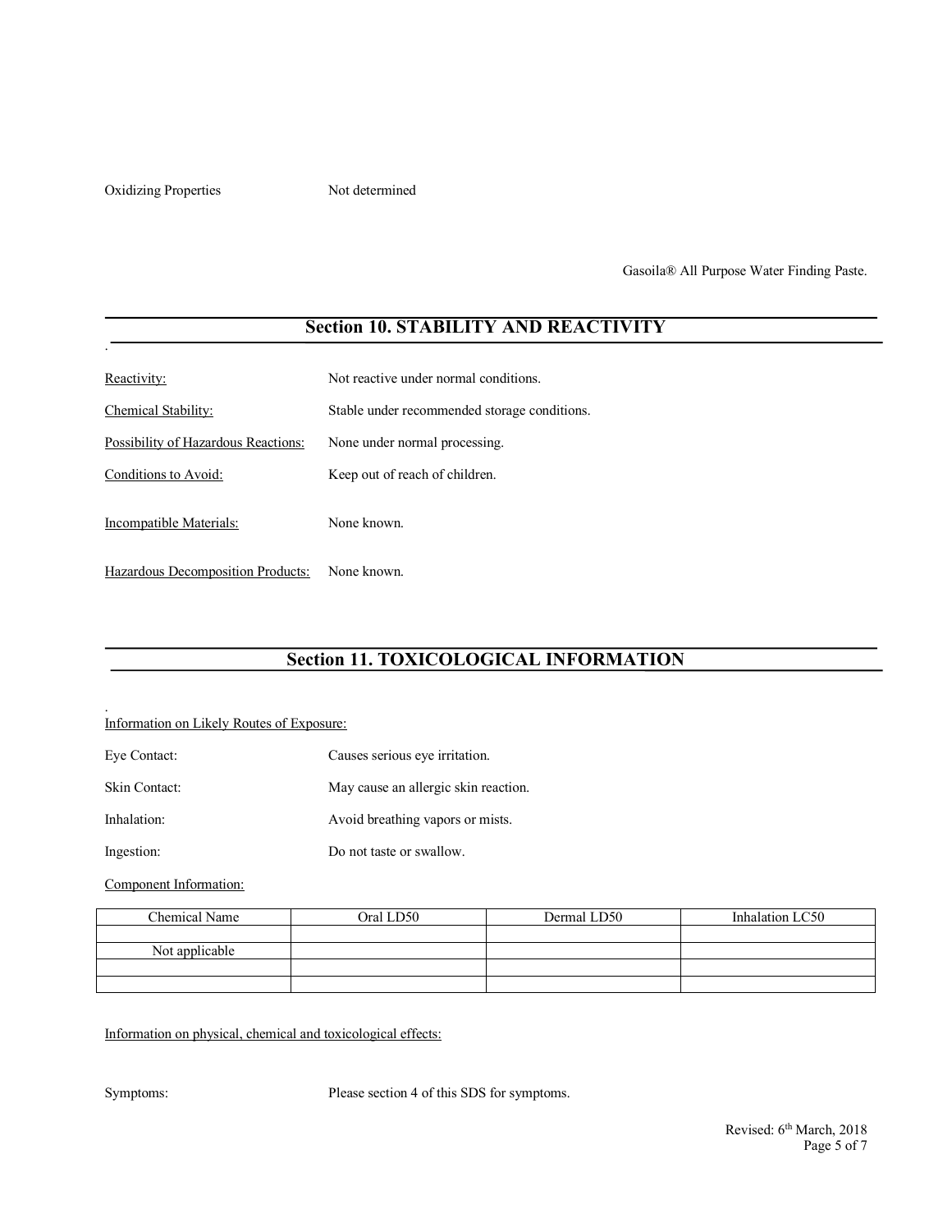Oxidizing Properties	Not determined

## Section 10. STABILITY AND REACTIVITY

Reactivity: Not reactive under normal conditions.

Chemical Stability: Stable under recommended storage conditions.

Possibility of Hazardous Reactions: None under normal processing.

Conditions to Avoid: Keep out of reach of children.

Incompatible Materials: None known.

Hazardous Decomposition Products: None known.

## Section 11. TOXICOLOGICAL INFORMATION

Information on Likely Routes of Exposure:

Eye Contact: Causes serious eye irritation.

Skin Contact: May cause an allergic skin reaction.

Inhalation: Avoid breathing vapors or mists.

Ingestion: Do not taste or swallow.

Component Information:

| Chemical Name | Oral LD50 | Dermal LD50 | Inhalation LC50 |
|---|---|---|---|
| | | | |
| Not applicable | | | |
| | | | |
| | | | |

Information on physical, chemical and toxicological effects:

Symptoms: Please section 4 of this SDS for symptoms.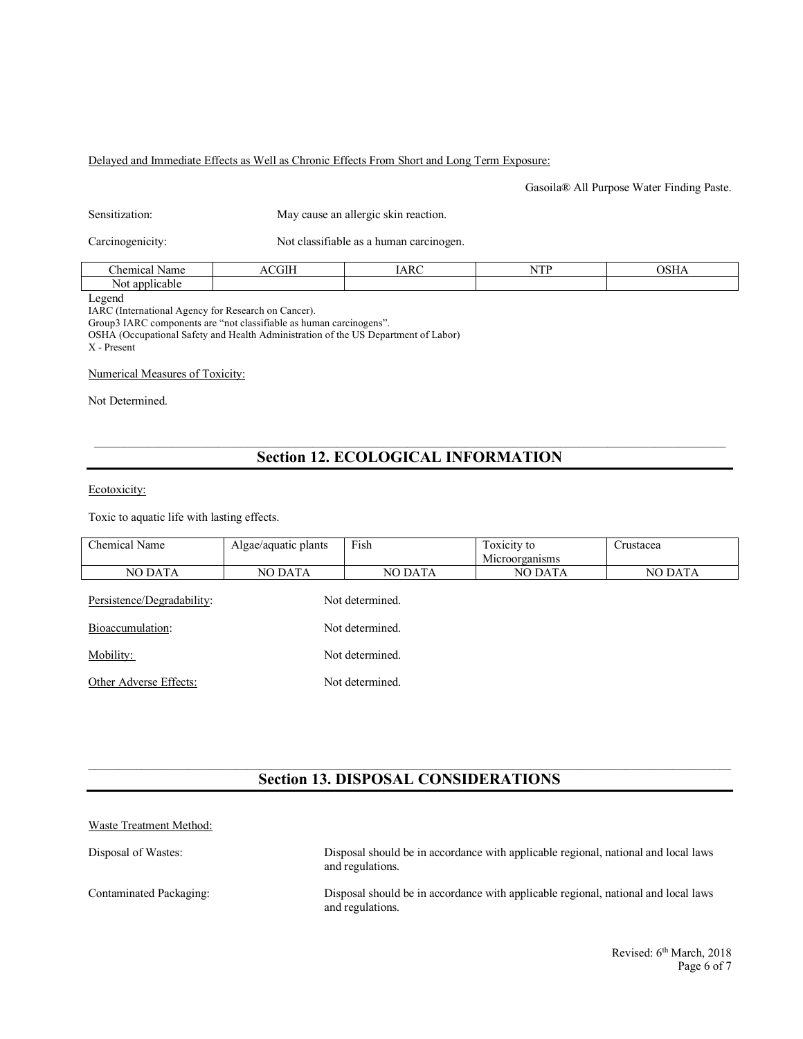Delayed and Immediate Effects as Well as Chronic Effects From Short and Long Term Exposure:

Gasoila® All Purpose Water Finding Paste.

Sensitization: May cause an allergic skin reaction.

Carcinogenicity: Not classifiable as a human carcinogen.

| Chemical Name | ACGIH | IARC | NTP | OSHA |
|---|---|---|---|---|
| Not applicable | | | | |

Legend
IARC (International Agency for Research on Cancer).
Group3 IARC components are "not classifiable as human carcinogens".
OSHA (Occupational Safety and Health Administration of the US Department of Labor)
X - Present

Numerical Measures of Toxicity:

Not Determined.

## Section 12. ECOLOGICAL INFORMATION

Ecotoxicity:

Toxic to aquatic life with lasting effects.

| Chemical Name | Algae/aquatic plants | Fish | Toxicity to Microorganisms | Crustacea |
|---|---|---|---|---|
| NO DATA | NO DATA | NO DATA | NO DATA | NO DATA |

Persistence/Degradability: Not determined.

Bioaccumulation: Not determined.

Mobility: Not determined.

Other Adverse Effects: Not determined.

## Section 13. DISPOSAL CONSIDERATIONS

Waste Treatment Method:

Disposal of Wastes: Disposal should be in accordance with applicable regional, national and local laws and regulations.

Contaminated Packaging: Disposal should be in accordance with applicable regional, national and local laws and regulations.

Revised: 6th March, 2018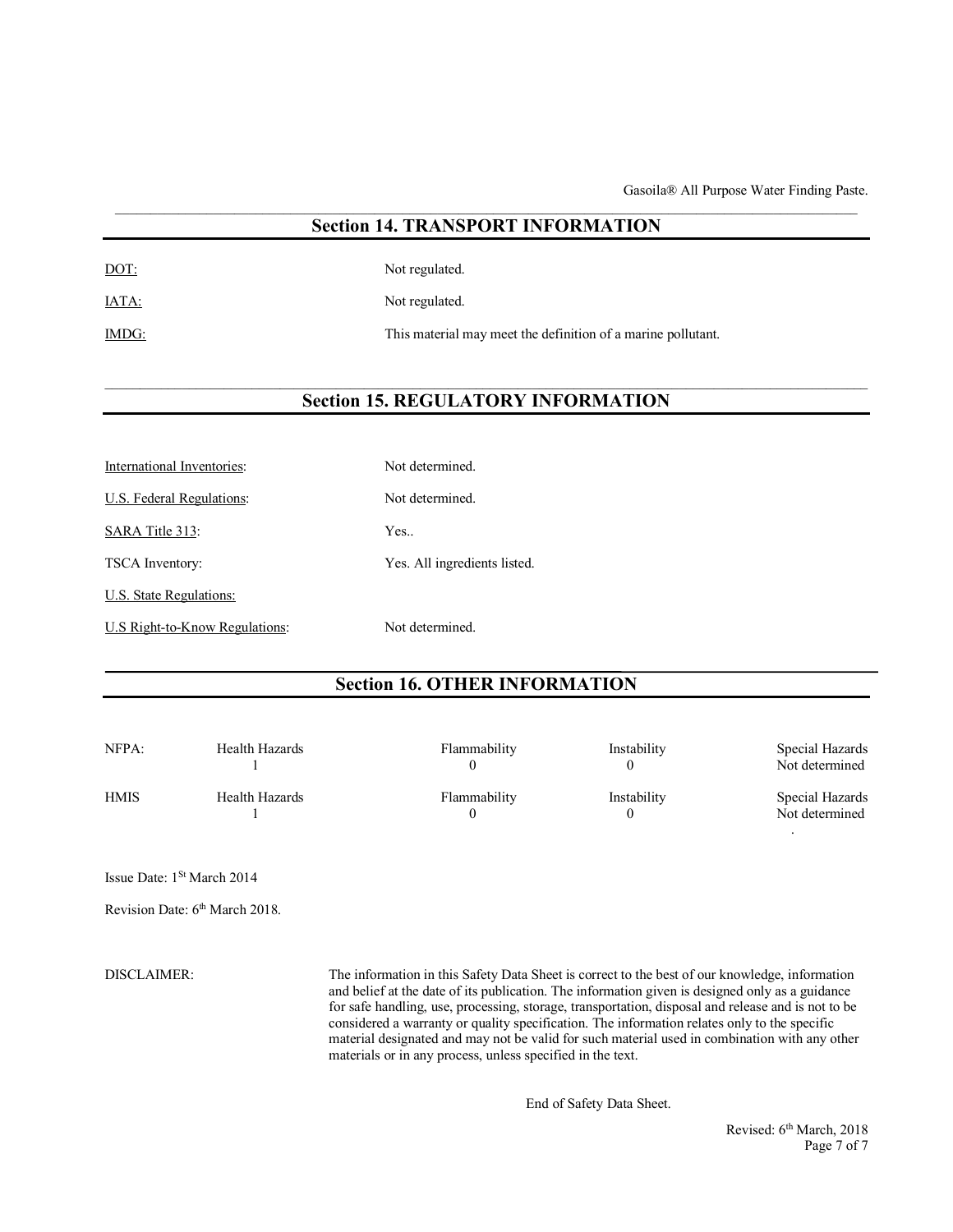## Section 14. TRANSPORT INFORMATION

| | |
|---|---|
| DOT: | Not regulated. |
| IATA: | Not regulated. |
| IMDG: | This material may meet the definition of a marine pollutant. |

## Section 15. REGULATORY INFORMATION

| | |
|---|---|
| International Inventories: | Not determined. |
| U.S. Federal Regulations: | Not determined. |
| SARA Title 313: | Yes.. |
| TSCA Inventory: | Yes. All ingredients listed. |
| U.S. State Regulations: | |
| U.S Right-to-Know Regulations: | Not determined. |

## Section 16. OTHER INFORMATION

| | Health Hazards | Flammability | Instability | Special Hazards |
|---|---|---|---|---|
| NFPA: | 1 | 0 | 0 | Not determined |
| HMIS | 1 | 0 | 0 | Not determined |

Issue Date: 1St March 2014

Revision Date: 6th March 2018.

DISCLAIMER: The information in this Safety Data Sheet is correct to the best of our knowledge, information and belief at the date of its publication. The information given is designed only as a guidance for safe handling, use, processing, storage, transportation, disposal and release and is not to be considered a warranty or quality specification. The information relates only to the specific material designated and may not be valid for such material used in combination with any other materials or in any process, unless specified in the text.

End of Safety Data Sheet.